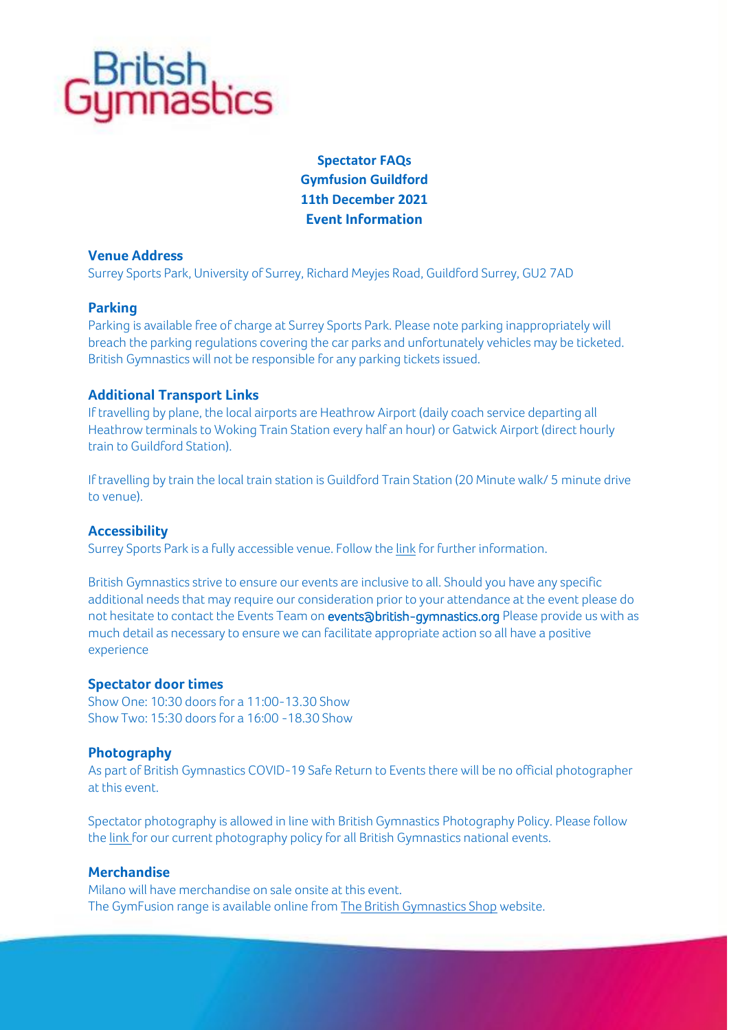British Gymnastics

**Spectator FAQs**
**Gymfusion Guildford**
**11th December 2021**
**Event Information**

### Venue Address

Surrey Sports Park, University of Surrey, Richard Meyjes Road, Guildford Surrey, GU2 7AD

### Parking

Parking is available free of charge at Surrey Sports Park. Please note parking inappropriately will breach the parking regulations covering the car parks and unfortunately vehicles may be ticketed. British Gymnastics will not be responsible for any parking tickets issued.

### Additional Transport Links

If travelling by plane, the local airports are Heathrow Airport (daily coach service departing all Heathrow terminals to Woking Train Station every half an hour) or Gatwick Airport (direct hourly train to Guildford Station).

If travelling by train the local train station is Guildford Train Station (20 Minute walk/ 5 minute drive to venue).

### Accessibility

Surrey Sports Park is a fully accessible venue. Follow the link for further information.

British Gymnastics strive to ensure our events are inclusive to all. Should you have any specific additional needs that may require our consideration prior to your attendance at the event please do not hesitate to contact the Events Team on events@british-gymnastics.org Please provide us with as much detail as necessary to ensure we can facilitate appropriate action so all have a positive experience

### Spectator door times

Show One: 10:30 doors for a 11:00-13.30 Show
Show Two: 15:30 doors for a 16:00 -18.30 Show

### Photography

As part of British Gymnastics COVID-19 Safe Return to Events there will be no official photographer at this event.

Spectator photography is allowed in line with British Gymnastics Photography Policy. Please follow the link for our current photography policy for all British Gymnastics national events.

### Merchandise

Milano will have merchandise on sale onsite at this event.
The GymFusion range is available online from The British Gymnastics Shop website.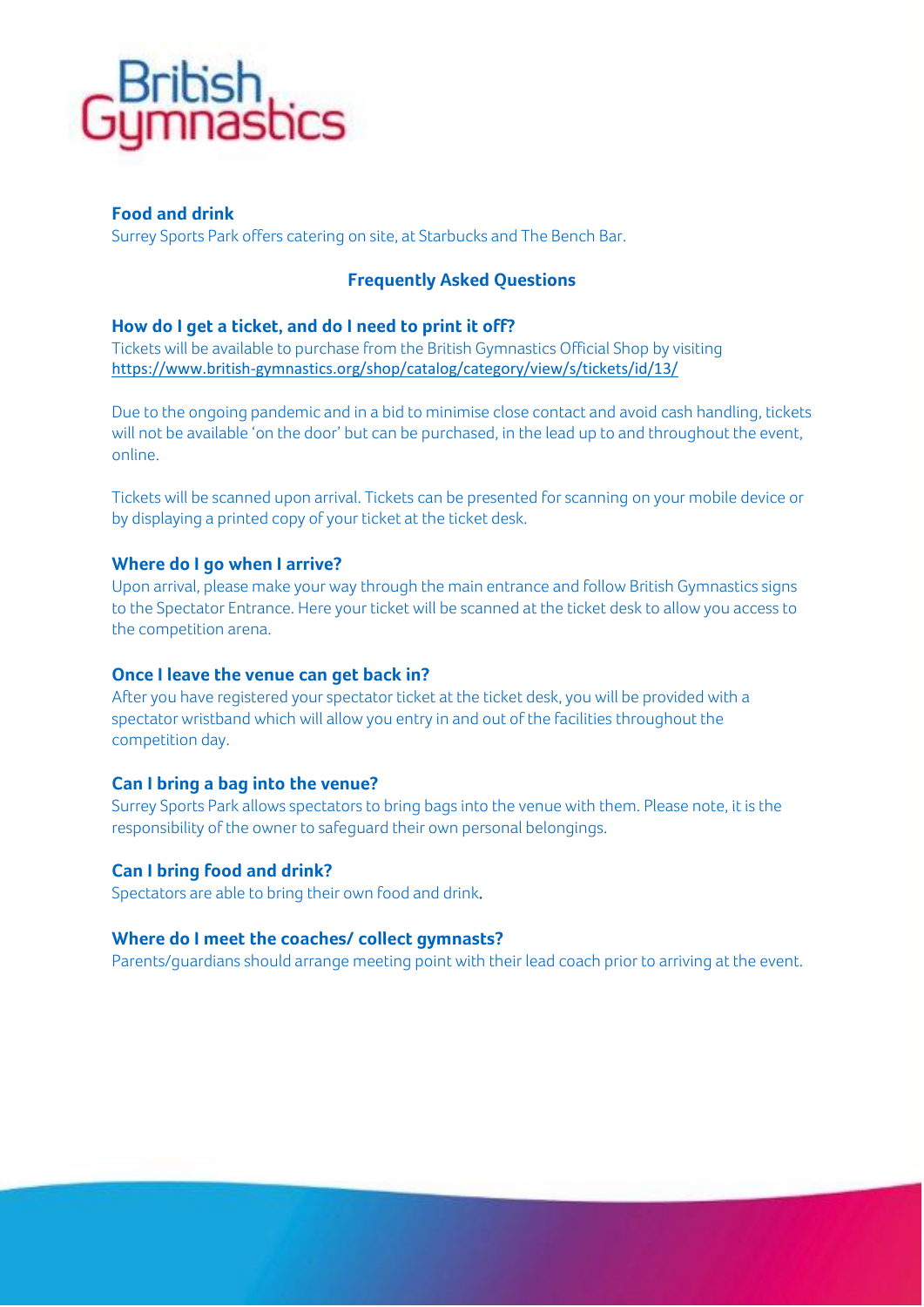## Food and drink

Surrey Sports Park offers catering on site, at Starbucks and The Bench Bar.

## Frequently Asked Questions

### How do I get a ticket, and do I need to print it off?

Tickets will be available to purchase from the British Gymnastics Official Shop by visiting https://www.british-gymnastics.org/shop/catalog/category/view/s/tickets/id/13/

Due to the ongoing pandemic and in a bid to minimise close contact and avoid cash handling, tickets will not be available 'on the door' but can be purchased, in the lead up to and throughout the event, online.

Tickets will be scanned upon arrival. Tickets can be presented for scanning on your mobile device or by displaying a printed copy of your ticket at the ticket desk.

### Where do I go when I arrive?

Upon arrival, please make your way through the main entrance and follow British Gymnastics signs to the Spectator Entrance. Here your ticket will be scanned at the ticket desk to allow you access to the competition arena.

### Once I leave the venue can get back in?

After you have registered your spectator ticket at the ticket desk, you will be provided with a spectator wristband which will allow you entry in and out of the facilities throughout the competition day.

### Can I bring a bag into the venue?

Surrey Sports Park allows spectators to bring bags into the venue with them. Please note, it is the responsibility of the owner to safeguard their own personal belongings.

### Can I bring food and drink?

Spectators are able to bring their own food and drink.

### Where do I meet the coaches/ collect gymnasts?

Parents/guardians should arrange meeting point with their lead coach prior to arriving at the event.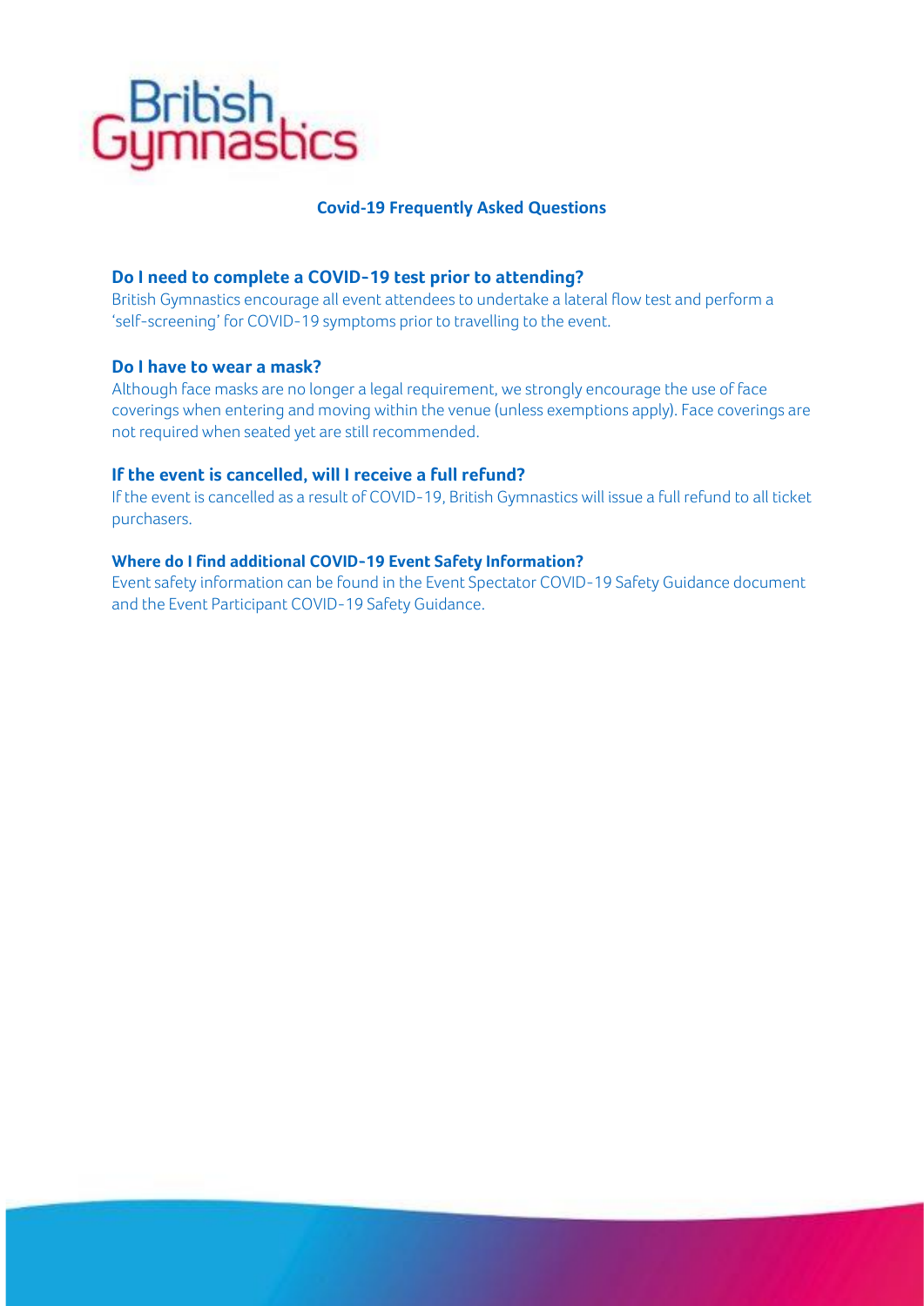British Gymnastics

## Covid-19 Frequently Asked Questions

### Do I need to complete a COVID-19 test prior to attending?

British Gymnastics encourage all event attendees to undertake a lateral flow test and perform a 'self-screening' for COVID-19 symptoms prior to travelling to the event.

### Do I have to wear a mask?

Although face masks are no longer a legal requirement, we strongly encourage the use of face coverings when entering and moving within the venue (unless exemptions apply). Face coverings are not required when seated yet are still recommended.

### If the event is cancelled, will I receive a full refund?

If the event is cancelled as a result of COVID-19, British Gymnastics will issue a full refund to all ticket purchasers.

### Where do I find additional COVID-19 Event Safety Information?

Event safety information can be found in the Event Spectator COVID-19 Safety Guidance document and the Event Participant COVID-19 Safety Guidance.